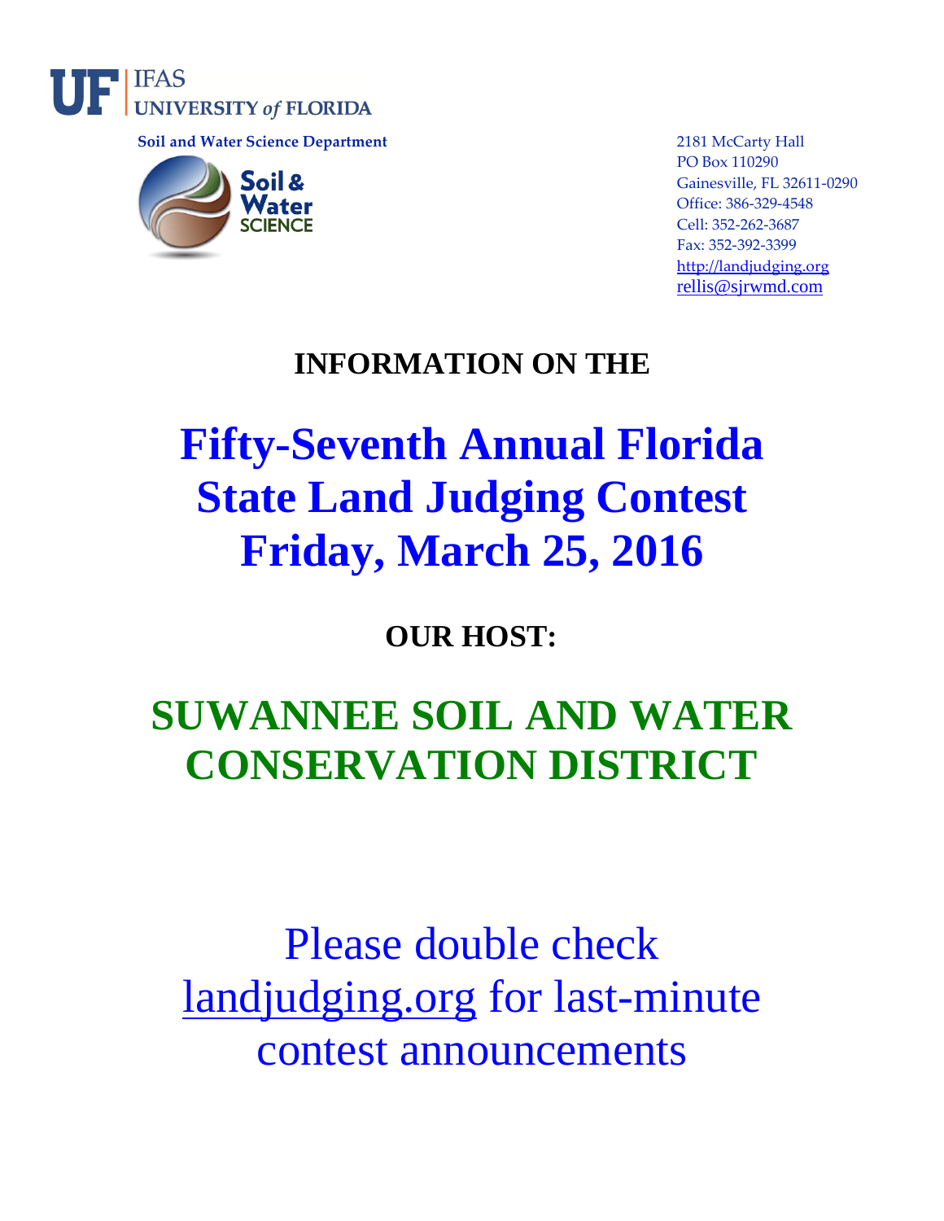UF | IFAS UNIVERSITY *of* FLORIDA

**Soil and Water Science Department**

Soil & Water SCIENCE

2181 McCarty Hall
PO Box 110290
Gainesville, FL 32611-0290
Office: 386-329-4548
Cell: 352-262-3687
Fax: 352-392-3399
http://landjudging.org
rellis@sjrwmd.com

## INFORMATION ON THE

# Fifty-Seventh Annual Florida State Land Judging Contest Friday, March 25, 2016

## OUR HOST:

# SUWANNEE SOIL AND WATER CONSERVATION DISTRICT

Please double check landjudging.org for last-minute contest announcements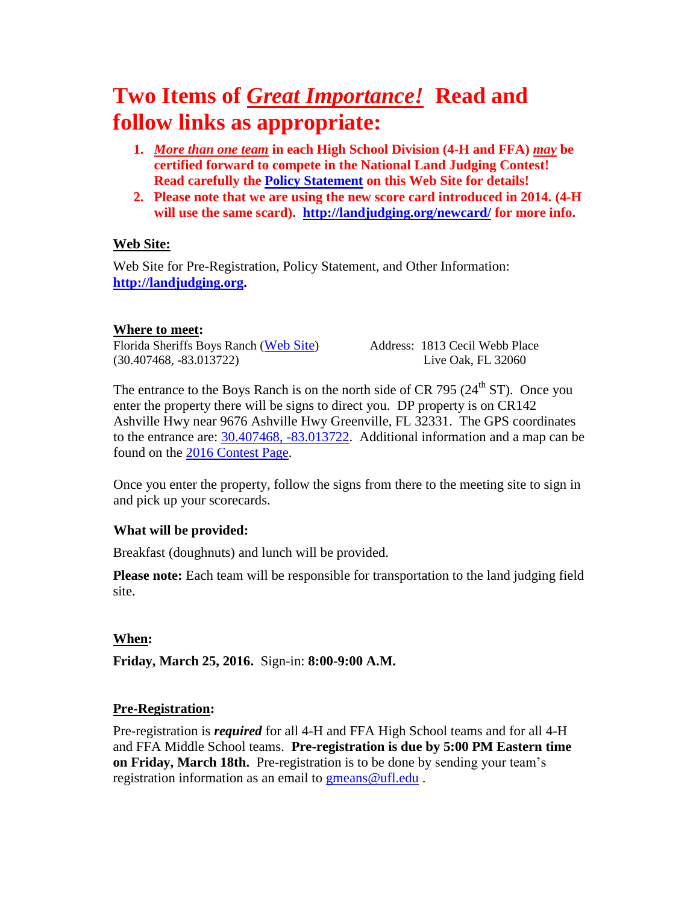# Two Items of ***Great Importance!*** Read and follow links as appropriate:

1. ***More than one team*** **in each High School Division (4-H and FFA)** ***may*** **be certified forward to compete in the National Land Judging Contest! Read carefully the Policy Statement on this Web Site for details!**
2. **Please note that we are using the new score card introduced in 2014. (4-H will use the same scard). http://landjudging.org/newcard/ for more info.**

**Web Site:**

Web Site for Pre-Registration, Policy Statement, and Other Information: **http://landjudging.org.**

**Where to meet:**

Florida Sheriffs Boys Ranch (Web Site)
(30.407468, -83.013722)

Address: 1813 Cecil Webb Place
Live Oak, FL 32060

The entrance to the Boys Ranch is on the north side of CR 795 (24th ST). Once you enter the property there will be signs to direct you. DP property is on CR142 Ashville Hwy near 9676 Ashville Hwy Greenville, FL 32331. The GPS coordinates to the entrance are: 30.407468, -83.013722. Additional information and a map can be found on the 2016 Contest Page.

Once you enter the property, follow the signs from there to the meeting site to sign in and pick up your scorecards.

**What will be provided:**

Breakfast (doughnuts) and lunch will be provided.

**Please note:** Each team will be responsible for transportation to the land judging field site.

**When:**

**Friday, March 25, 2016.** Sign-in: **8:00-9:00 A.M.**

**Pre-Registration:**

Pre-registration is ***required*** for all 4-H and FFA High School teams and for all 4-H and FFA Middle School teams. **Pre-registration is due by 5:00 PM Eastern time on Friday, March 18th.** Pre-registration is to be done by sending your team's registration information as an email to gmeans@ufl.edu .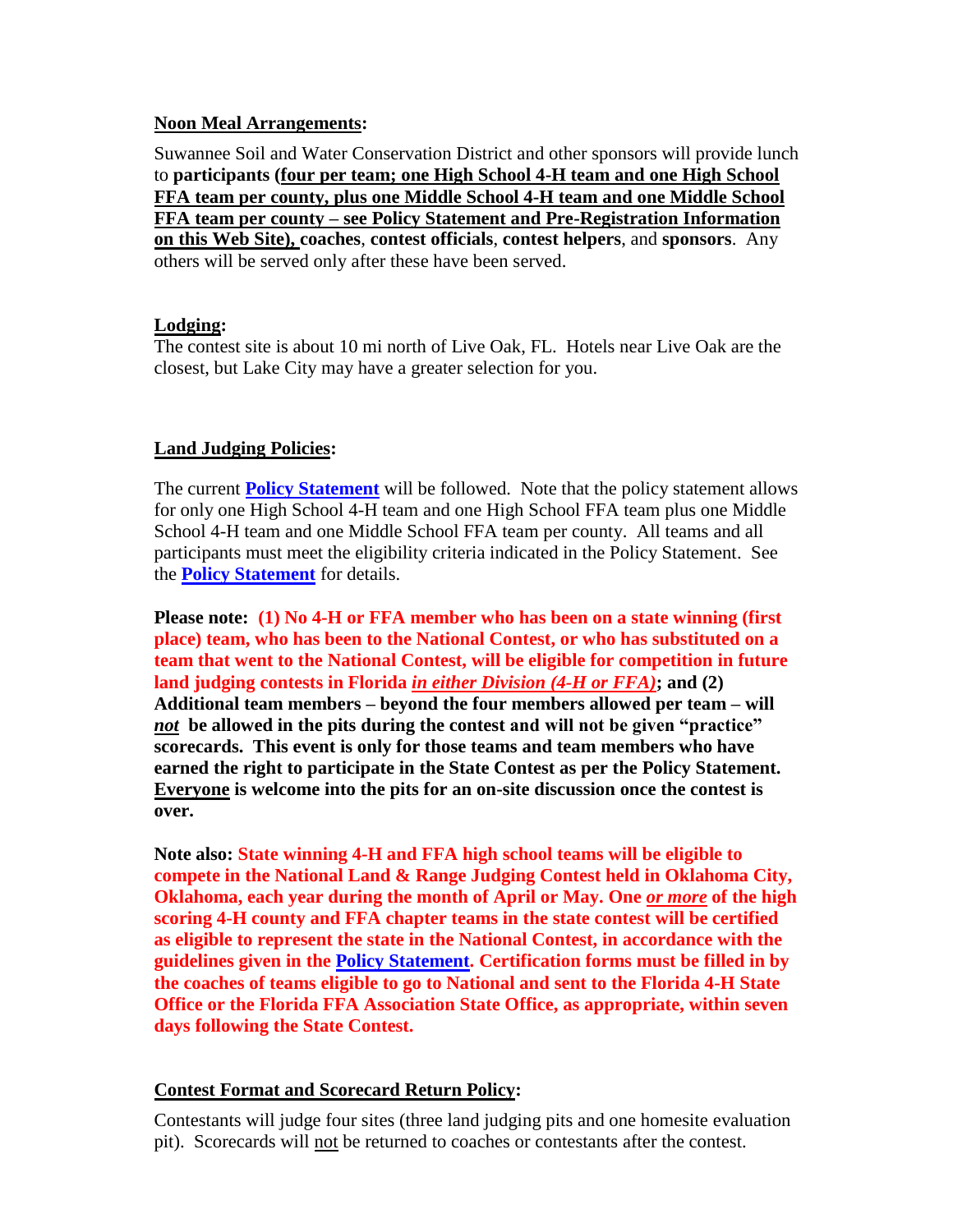**<u>Noon Meal Arrangements</u>:**

Suwannee Soil and Water Conservation District and other sponsors will provide lunch to **participants (<u>four per team; one High School 4-H team and one High School FFA team per county, plus one Middle School 4-H team and one Middle School FFA team per county – see Policy Statement and Pre-Registration Information on this Web Site),</u> coaches**, **contest officials**, **contest helpers**, and **sponsors**. Any others will be served only after these have been served.

**<u>Lodging</u>:**

The contest site is about 10 mi north of Live Oak, FL. Hotels near Live Oak are the closest, but Lake City may have a greater selection for you.

**<u>Land Judging Policies</u>:**

The current **<u>Policy Statement</u>** will be followed. Note that the policy statement allows for only one High School 4-H team and one High School FFA team plus one Middle School 4-H team and one Middle School FFA team per county. All teams and all participants must meet the eligibility criteria indicated in the Policy Statement. See the **<u>Policy Statement</u>** for details.

**Please note: (1) No 4-H or FFA member who has been on a state winning (first place) team, who has been to the National Contest, or who has substituted on a team that went to the National Contest, will be eligible for competition in future land judging contests in Florida *<u>in either Division (4-H or FFA)</u>*; and (2) Additional team members – beyond the four members allowed per team – will *<u>not</u>* be allowed in the pits during the contest and will not be given "practice" scorecards. This event is only for those teams and team members who have earned the right to participate in the State Contest as per the Policy Statement. <u>Everyone</u> is welcome into the pits for an on-site discussion once the contest is over.**

**Note also: State winning 4-H and FFA high school teams will be eligible to compete in the National Land & Range Judging Contest held in Oklahoma City, Oklahoma, each year during the month of April or May. One *<u>or more</u>* of the high scoring 4-H county and FFA chapter teams in the state contest will be certified as eligible to represent the state in the National Contest, in accordance with the guidelines given in the <u>Policy Statement</u>. Certification forms must be filled in by the coaches of teams eligible to go to National and sent to the Florida 4-H State Office or the Florida FFA Association State Office, as appropriate, within seven days following the State Contest.**

**<u>Contest Format and Scorecard Return Policy</u>:**

Contestants will judge four sites (three land judging pits and one homesite evaluation pit). Scorecards will <u>not</u> be returned to coaches or contestants after the contest.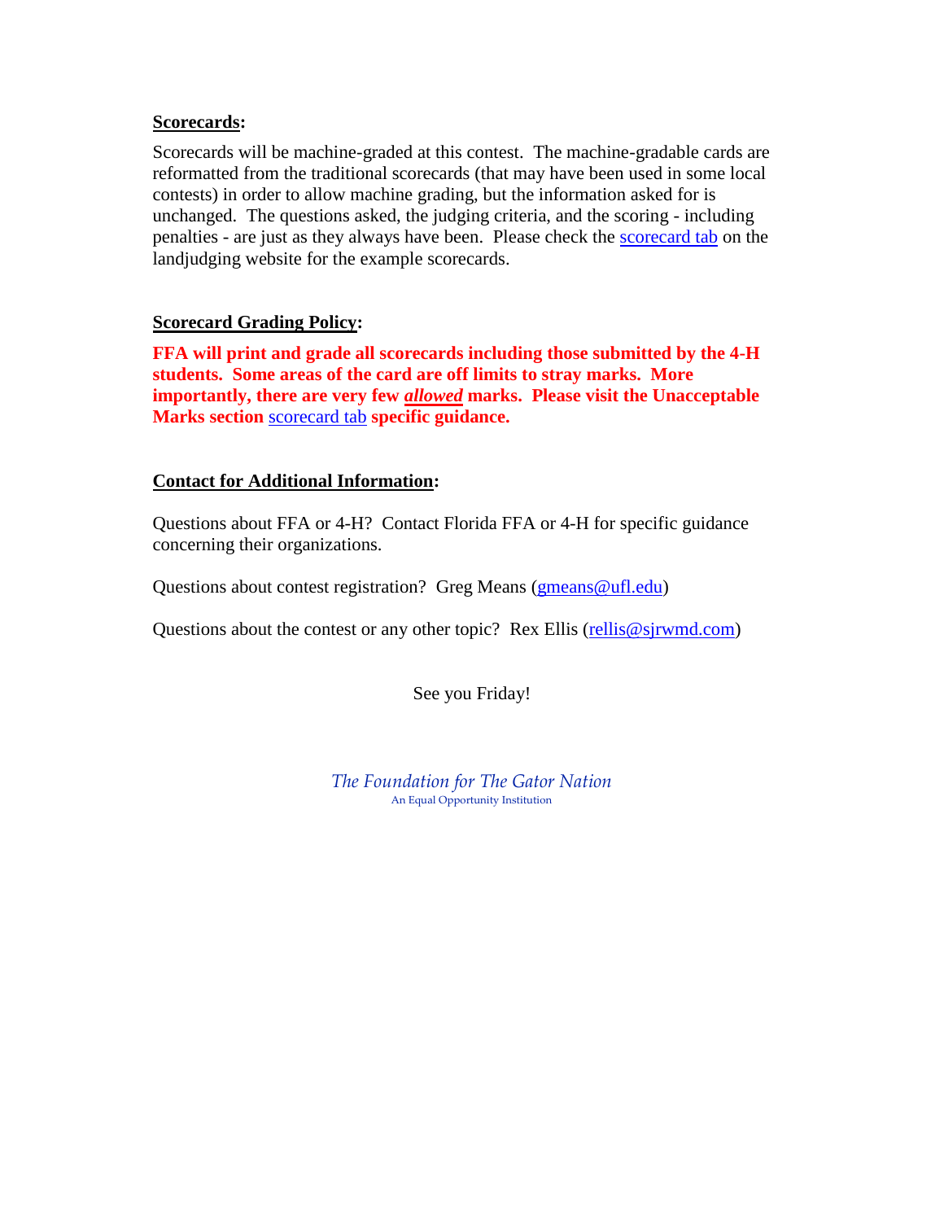## **Scorecards:**

Scorecards will be machine-graded at this contest. The machine-gradable cards are reformatted from the traditional scorecards (that may have been used in some local contests) in order to allow machine grading, but the information asked for is unchanged. The questions asked, the judging criteria, and the scoring - including penalties - are just as they always have been. Please check the scorecard tab on the landjudging website for the example scorecards.

## **Scorecard Grading Policy:**

**FFA will print and grade all scorecards including those submitted by the 4-H students. Some areas of the card are off limits to stray marks. More importantly, there are very few *allowed* marks. Please visit the Unacceptable Marks section** scorecard tab **specific guidance.**

## **Contact for Additional Information:**

Questions about FFA or 4-H? Contact Florida FFA or 4-H for specific guidance concerning their organizations.

Questions about contest registration? Greg Means (gmeans@ufl.edu)

Questions about the contest or any other topic? Rex Ellis (rellis@sjrwmd.com)

See you Friday!

*The Foundation for The Gator Nation*
An Equal Opportunity Institution